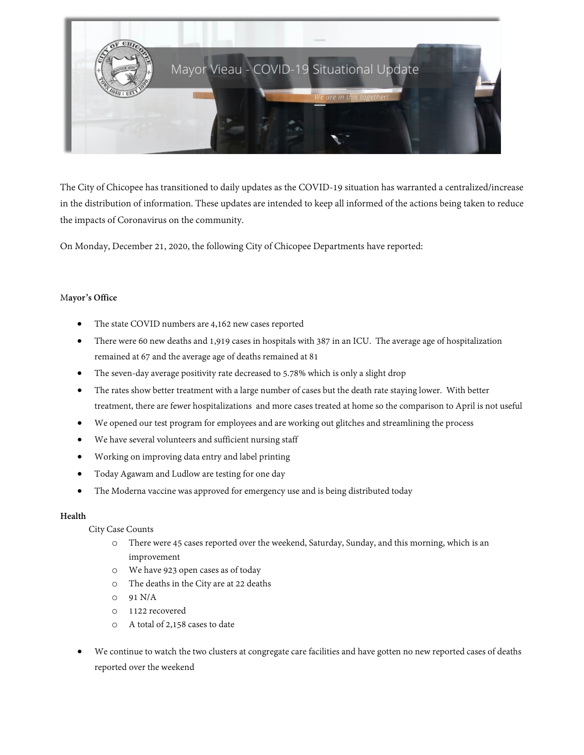# Mayor Vieau - COVID-19 Situational Update

*We are in this together!*

The City of Chicopee has transitioned to daily updates as the COVID-19 situation has warranted a centralized/increase in the distribution of information. These updates are intended to keep all informed of the actions being taken to reduce the impacts of Coronavirus on the community.

On Monday, December 21, 2020, the following City of Chicopee Departments have reported:

**Mayor's Office**

- The state COVID numbers are 4,162 new cases reported
- There were 60 new deaths and 1,919 cases in hospitals with 387 in an ICU. The average age of hospitalization remained at 67 and the average age of deaths remained at 81
- The seven-day average positivity rate decreased to 5.78% which is only a slight drop
- The rates show better treatment with a large number of cases but the death rate staying lower. With better treatment, there are fewer hospitalizations and more cases treated at home so the comparison to April is not useful
- We opened our test program for employees and are working out glitches and streamlining the process
- We have several volunteers and sufficient nursing staff
- Working on improving data entry and label printing
- Today Agawam and Ludlow are testing for one day
- The Moderna vaccine was approved for emergency use and is being distributed today

**Health**

City Case Counts

- There were 45 cases reported over the weekend, Saturday, Sunday, and this morning, which is an improvement
- We have 923 open cases as of today
- The deaths in the City are at 22 deaths
- 91 N/A
- 1122 recovered
- A total of 2,158 cases to date

- We continue to watch the two clusters at congregate care facilities and have gotten no new reported cases of deaths reported over the weekend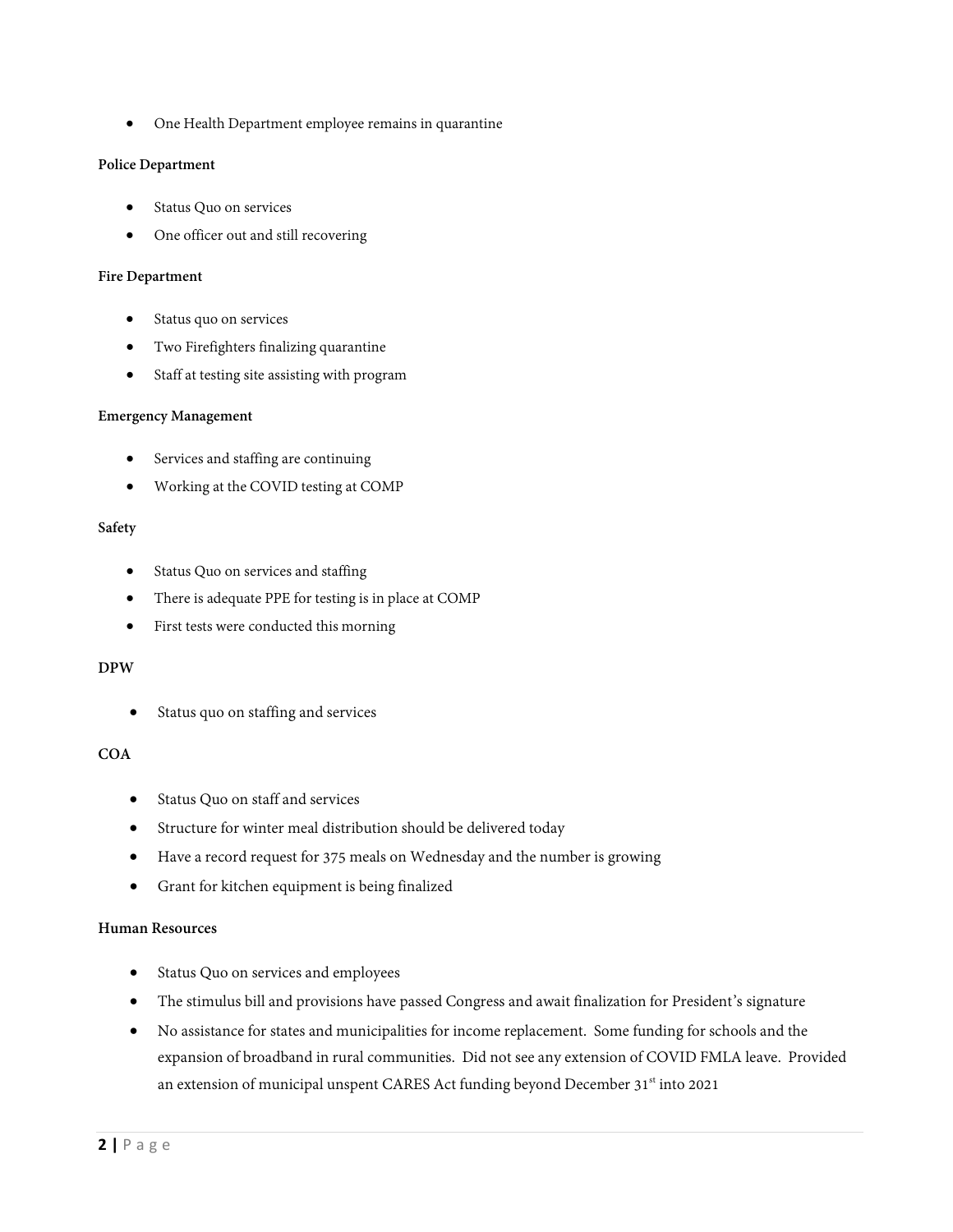- One Health Department employee remains in quarantine

**Police Department**

- Status Quo on services
- One officer out and still recovering

**Fire Department**

- Status quo on services
- Two Firefighters finalizing quarantine
- Staff at testing site assisting with program

**Emergency Management**

- Services and staffing are continuing
- Working at the COVID testing at COMP

**Safety**

- Status Quo on services and staffing
- There is adequate PPE for testing is in place at COMP
- First tests were conducted this morning

**DPW**

- Status quo on staffing and services

**COA**

- Status Quo on staff and services
- Structure for winter meal distribution should be delivered today
- Have a record request for 375 meals on Wednesday and the number is growing
- Grant for kitchen equipment is being finalized

**Human Resources**

- Status Quo on services and employees
- The stimulus bill and provisions have passed Congress and await finalization for President's signature
- No assistance for states and municipalities for income replacement. Some funding for schools and the expansion of broadband in rural communities. Did not see any extension of COVID FMLA leave. Provided an extension of municipal unspent CARES Act funding beyond December 31st into 2021